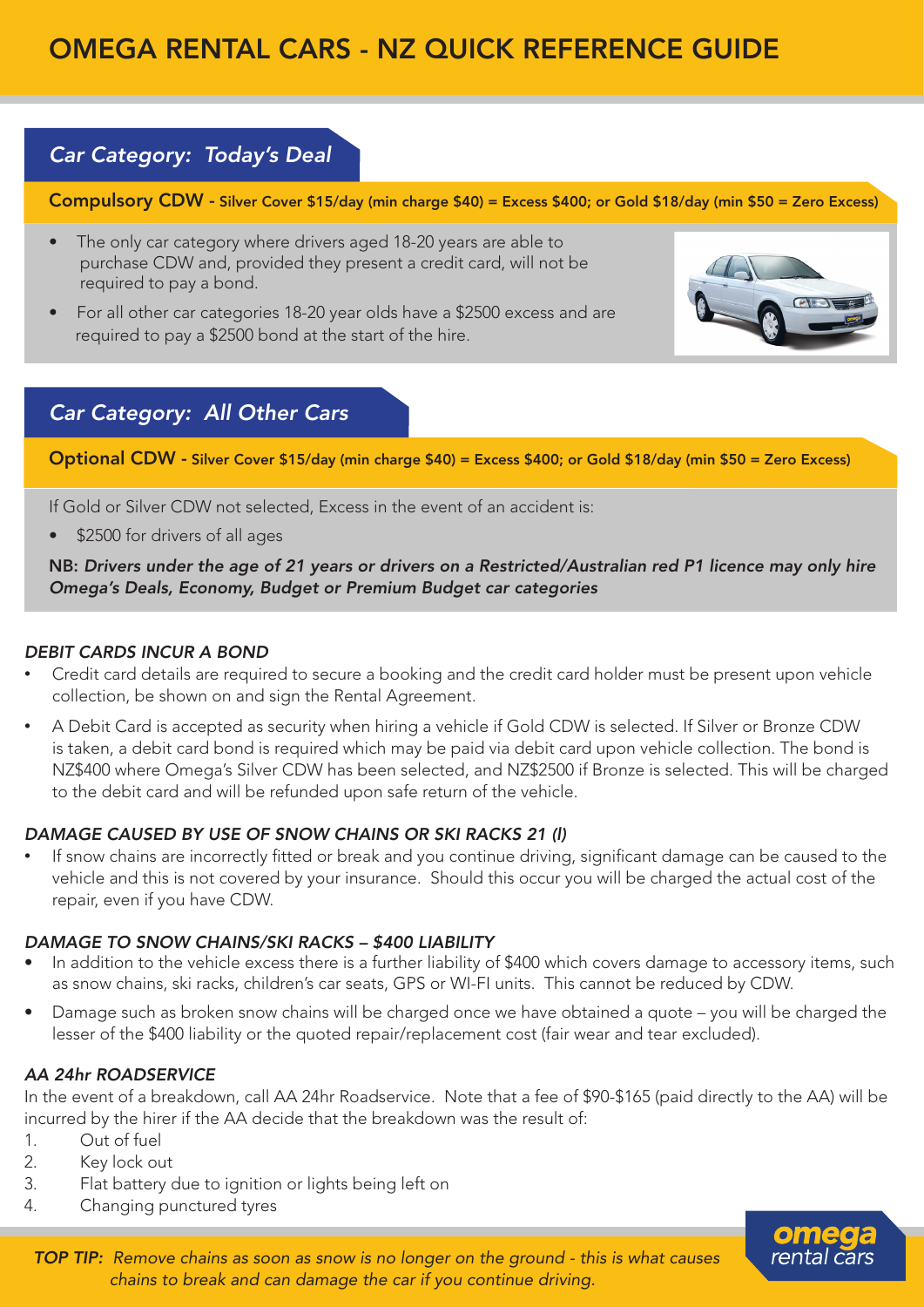# OMEGA RENTAL CARS - NZ QUICK REFERENCE GUIDE

## *Car Category: Today's Deal*

**Compulsory CDW - Silver Cover $15/day (min charge $40) = Excess $400; or Gold $18/day (min $50 = Zero Excess)**

- The only car category where drivers aged 18-20 years are able to purchase CDW and, provided they present a credit card, will not be required to pay a bond.
- For all other car categories 18-20 year olds have a $2500 excess and are required to pay a $2500 bond at the start of the hire.

## *Car Category: All Other Cars*

**Optional CDW - Silver Cover $15/day (min charge $40) = Excess $400; or Gold $18/day (min $50 = Zero Excess)**

If Gold or Silver CDW not selected, Excess in the event of an accident is:

- $2500 for drivers of all ages

**NB:** ***Drivers under the age of 21 years or drivers on a Restricted/Australian red P1 licence may only hire Omega's Deals, Economy, Budget or Premium Budget car categories***

### *DEBIT CARDS INCUR A BOND*

- Credit card details are required to secure a booking and the credit card holder must be present upon vehicle collection, be shown on and sign the Rental Agreement.
- A Debit Card is accepted as security when hiring a vehicle if Gold CDW is selected. If Silver or Bronze CDW is taken, a debit card bond is required which may be paid via debit card upon vehicle collection. The bond is NZ$400 where Omega's Silver CDW has been selected, and NZ$2500 if Bronze is selected. This will be charged to the debit card and will be refunded upon safe return of the vehicle.

### *DAMAGE CAUSED BY USE OF SNOW CHAINS OR SKI RACKS 21 (l)*

- If snow chains are incorrectly fitted or break and you continue driving, significant damage can be caused to the vehicle and this is not covered by your insurance. Should this occur you will be charged the actual cost of the repair, even if you have CDW.

### *DAMAGE TO SNOW CHAINS/SKI RACKS – $400 LIABILITY*

- In addition to the vehicle excess there is a further liability of $400 which covers damage to accessory items, such as snow chains, ski racks, children's car seats, GPS or WI-FI units. This cannot be reduced by CDW.
- Damage such as broken snow chains will be charged once we have obtained a quote – you will be charged the lesser of the $400 liability or the quoted repair/replacement cost (fair wear and tear excluded).

### *AA 24hr ROADSERVICE*

In the event of a breakdown, call AA 24hr Roadservice. Note that a fee of $90-$165 (paid directly to the AA) will be incurred by the hirer if the AA decide that the breakdown was the result of:

1. Out of fuel
2. Key lock out
3. Flat battery due to ignition or lights being left on
4. Changing punctured tyres

***TOP TIP:*** *Remove chains as soon as snow is no longer on the ground - this is what causes chains to break and can damage the car if you continue driving.*

omega rental cars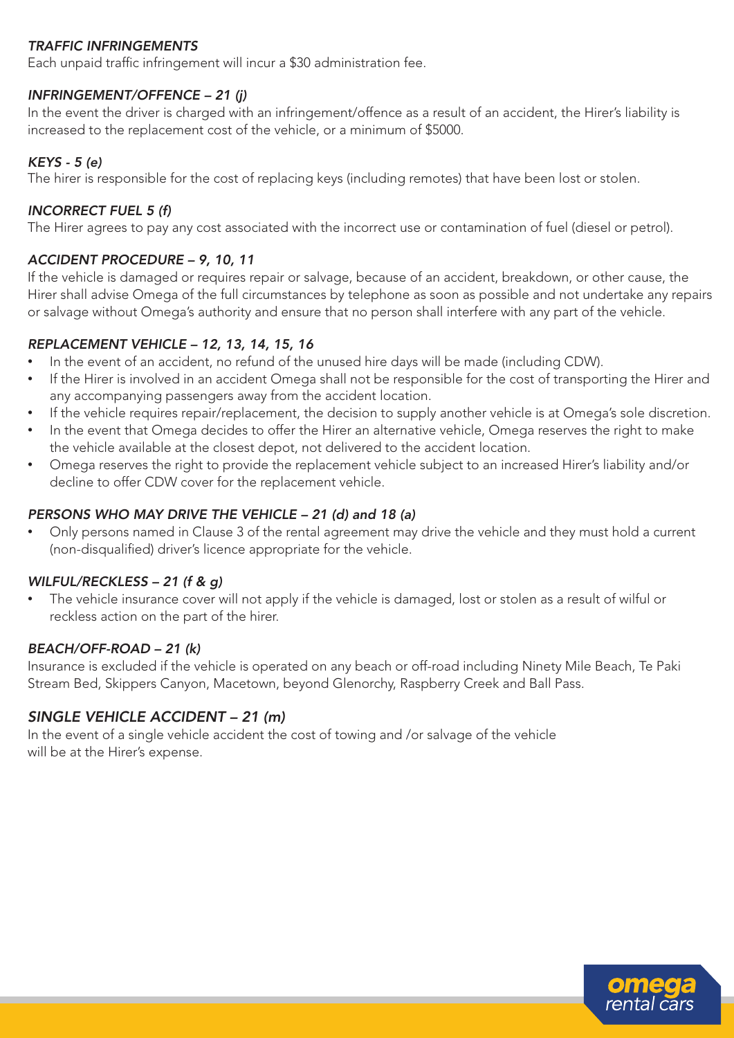### *TRAFFIC INFRINGEMENTS*

Each unpaid traffic infringement will incur a $30 administration fee.

### *INFRINGEMENT/OFFENCE – 21 (j)*

In the event the driver is charged with an infringement/offence as a result of an accident, the Hirer's liability is increased to the replacement cost of the vehicle, or a minimum of $5000.

### *KEYS - 5 (e)*

The hirer is responsible for the cost of replacing keys (including remotes) that have been lost or stolen.

### *INCORRECT FUEL 5 (f)*

The Hirer agrees to pay any cost associated with the incorrect use or contamination of fuel (diesel or petrol).

### *ACCIDENT PROCEDURE – 9, 10, 11*

If the vehicle is damaged or requires repair or salvage, because of an accident, breakdown, or other cause, the Hirer shall advise Omega of the full circumstances by telephone as soon as possible and not undertake any repairs or salvage without Omega's authority and ensure that no person shall interfere with any part of the vehicle.

### *REPLACEMENT VEHICLE – 12, 13, 14, 15, 16*

- In the event of an accident, no refund of the unused hire days will be made (including CDW).
- If the Hirer is involved in an accident Omega shall not be responsible for the cost of transporting the Hirer and any accompanying passengers away from the accident location.
- If the vehicle requires repair/replacement, the decision to supply another vehicle is at Omega's sole discretion.
- In the event that Omega decides to offer the Hirer an alternative vehicle, Omega reserves the right to make the vehicle available at the closest depot, not delivered to the accident location.
- Omega reserves the right to provide the replacement vehicle subject to an increased Hirer's liability and/or decline to offer CDW cover for the replacement vehicle.

### *PERSONS WHO MAY DRIVE THE VEHICLE – 21 (d) and 18 (a)*

- Only persons named in Clause 3 of the rental agreement may drive the vehicle and they must hold a current (non-disqualified) driver's licence appropriate for the vehicle.

### *WILFUL/RECKLESS – 21 (f & g)*

- The vehicle insurance cover will not apply if the vehicle is damaged, lost or stolen as a result of wilful or reckless action on the part of the hirer.

### *BEACH/OFF-ROAD – 21 (k)*

Insurance is excluded if the vehicle is operated on any beach or off-road including Ninety Mile Beach, Te Paki Stream Bed, Skippers Canyon, Macetown, beyond Glenorchy, Raspberry Creek and Ball Pass.

### *SINGLE VEHICLE ACCIDENT – 21 (m)*

In the event of a single vehicle accident the cost of towing and /or salvage of the vehicle will be at the Hirer's expense.